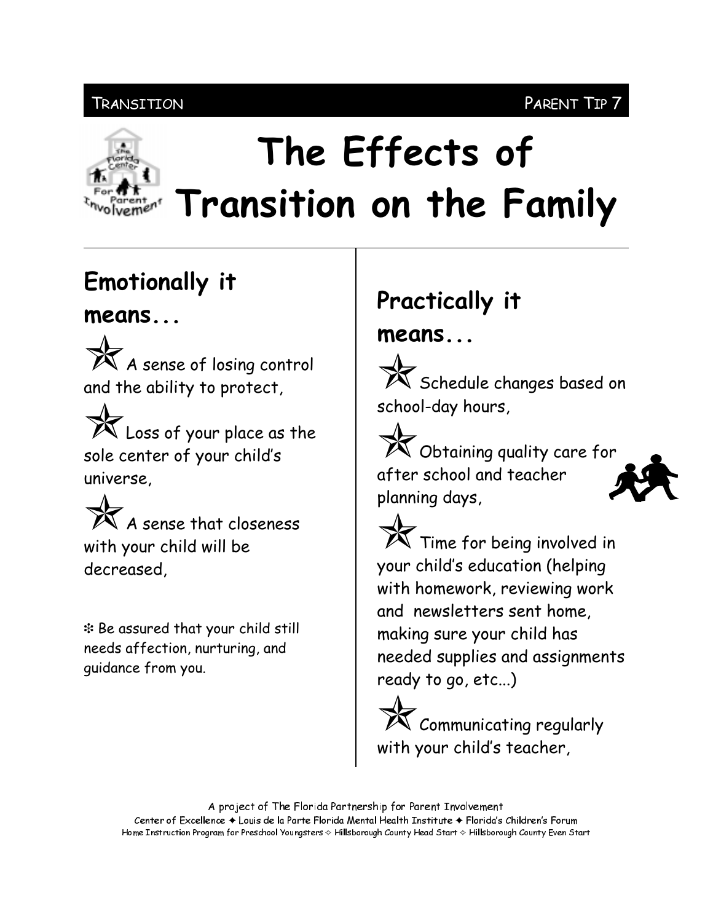TRANSITION PARENT TIP 7

# The Effects of Transition on the Family

## Emotionally it means...

- A sense of losing control and the ability to protect,
- Loss of your place as the sole center of your child's universe,
- A sense that closeness with your child will be decreased,

❇ Be assured that your child still needs affection, nurturing, and guidance from you.

## Practically it means...

- Schedule changes based on school-day hours,
- Obtaining quality care for after school and teacher planning days,
- Time for being involved in your child's education (helping with homework, reviewing work and newsletters sent home, making sure your child has needed supplies and assignments ready to go, etc...)
- Communicating regularly with your child's teacher,

A project of The Florida Partnership for Parent Involvement
Center of Excellence ✦ Louis de la Parte Florida Mental Health Institute ✦ Florida's Children's Forum
Home Instruction Program for Preschool Youngsters ✧ Hillsborough County Head Start ✧ Hillsborough County Even Start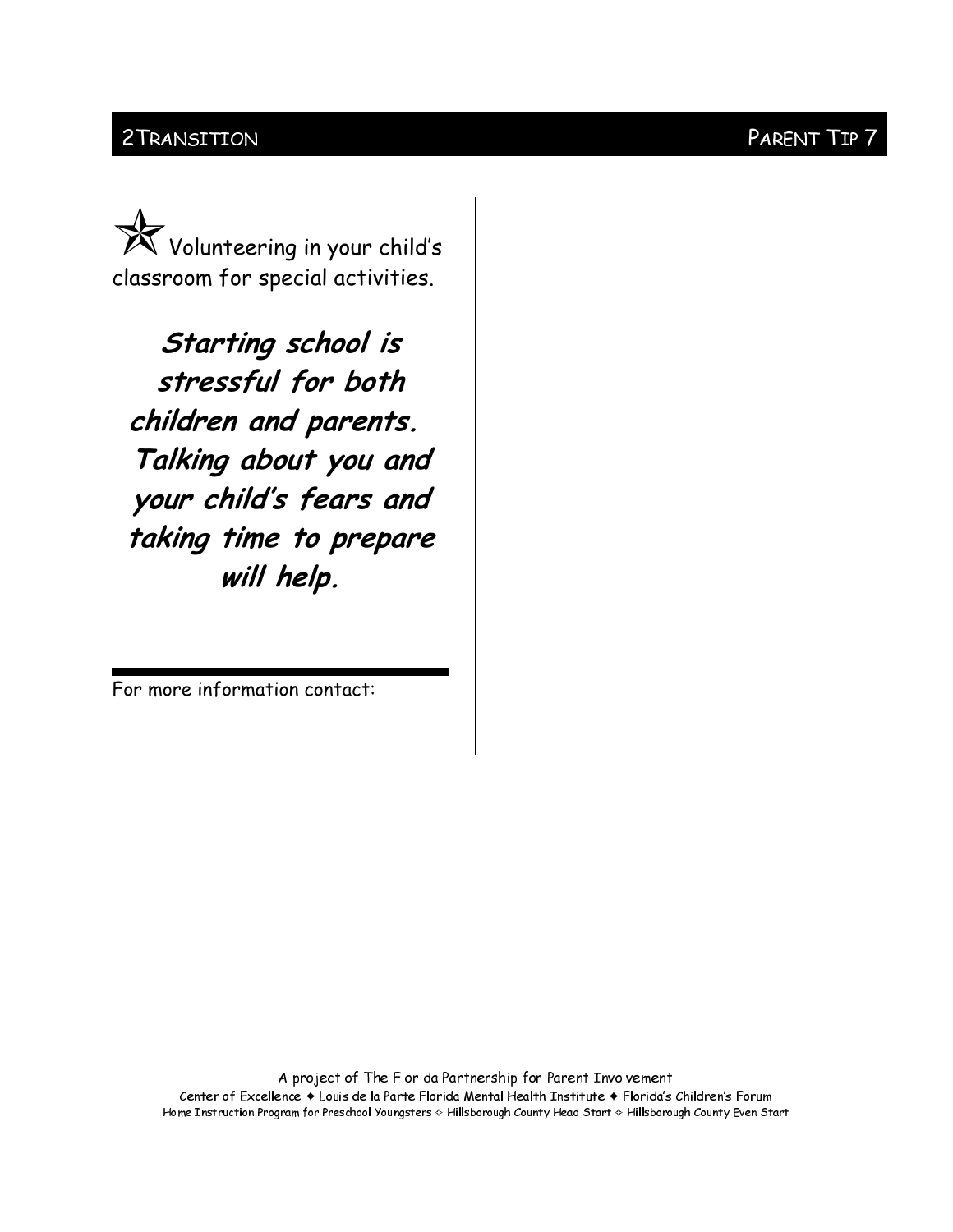★ Volunteering in your child's classroom for special activities.

***Starting school is stressful for both children and parents. Talking about you and your child's fears and taking time to prepare will help.***

---

For more information contact:

A project of The Florida Partnership for Parent Involvement
Center of Excellence ✦ Louis de la Parte Florida Mental Health Institute ✦ Florida's Children's Forum
Home Instruction Program for Preschool Youngsters ✧ Hillsborough County Head Start ✧ Hillsborough County Even Start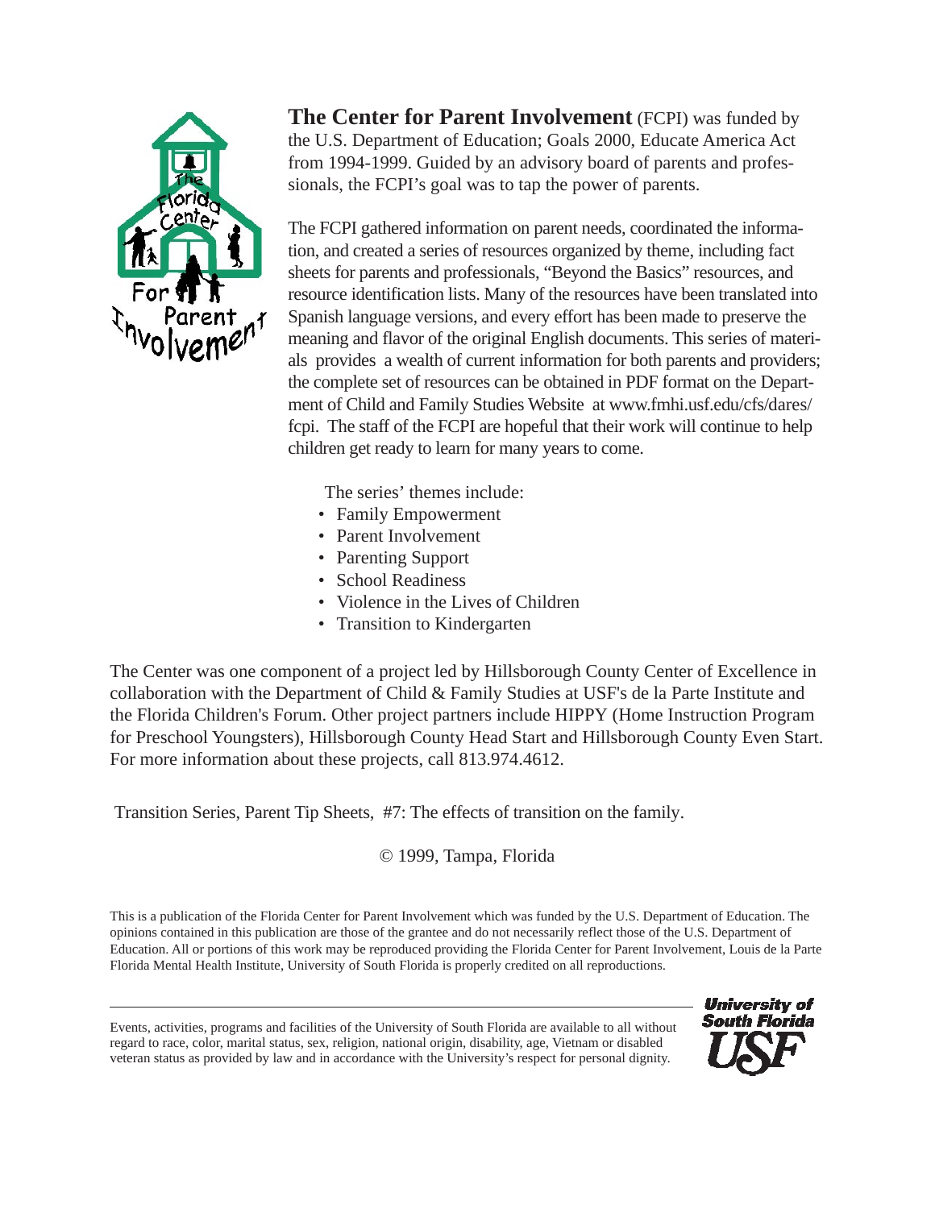**The Center for Parent Involvement** (FCPI) was funded by the U.S. Department of Education; Goals 2000, Educate America Act from 1994-1999. Guided by an advisory board of parents and professionals, the FCPI's goal was to tap the power of parents.

The FCPI gathered information on parent needs, coordinated the information, and created a series of resources organized by theme, including fact sheets for parents and professionals, "Beyond the Basics" resources, and resource identification lists. Many of the resources have been translated into Spanish language versions, and every effort has been made to preserve the meaning and flavor of the original English documents. This series of materials provides a wealth of current information for both parents and providers; the complete set of resources can be obtained in PDF format on the Department of Child and Family Studies Website at www.fmhi.usf.edu/cfs/dares/fcpi. The staff of the FCPI are hopeful that their work will continue to help children get ready to learn for many years to come.

The series' themes include:

- Family Empowerment
- Parent Involvement
- Parenting Support
- School Readiness
- Violence in the Lives of Children
- Transition to Kindergarten

The Center was one component of a project led by Hillsborough County Center of Excellence in collaboration with the Department of Child & Family Studies at USF's de la Parte Institute and the Florida Children's Forum. Other project partners include HIPPY (Home Instruction Program for Preschool Youngsters), Hillsborough County Head Start and Hillsborough County Even Start. For more information about these projects, call 813.974.4612.

Transition Series, Parent Tip Sheets, #7: The effects of transition on the family.

© 1999, Tampa, Florida

This is a publication of the Florida Center for Parent Involvement which was funded by the U.S. Department of Education. The opinions contained in this publication are those of the grantee and do not necessarily reflect those of the U.S. Department of Education. All or portions of this work may be reproduced providing the Florida Center for Parent Involvement, Louis de la Parte Florida Mental Health Institute, University of South Florida is properly credited on all reproductions.

---

Events, activities, programs and facilities of the University of South Florida are available to all without regard to race, color, marital status, sex, religion, national origin, disability, age, Vietnam or disabled veteran status as provided by law and in accordance with the University's respect for personal dignity.

University of South Florida USF